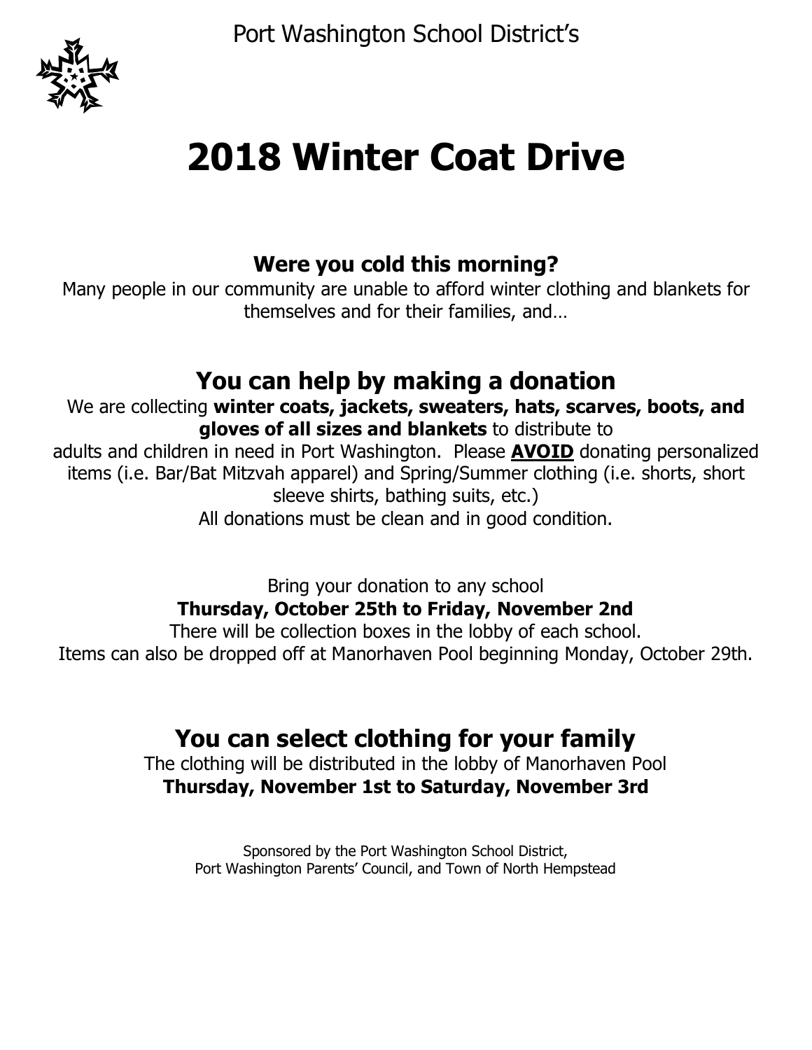Port Washington School District's

# 2018 Winter Coat Drive

### Were you cold this morning?

Many people in our community are unable to afford winter clothing and blankets for themselves and for their families, and…

## You can help by making a donation

We are collecting **winter coats, jackets, sweaters, hats, scarves, boots, and gloves of all sizes and blankets** to distribute to adults and children in need in Port Washington. Please **AVOID** donating personalized items (i.e. Bar/Bat Mitzvah apparel) and Spring/Summer clothing (i.e. shorts, short sleeve shirts, bathing suits, etc.)

All donations must be clean and in good condition.

Bring your donation to any school

**Thursday, October 25th to Friday, November 2nd**

There will be collection boxes in the lobby of each school.

Items can also be dropped off at Manorhaven Pool beginning Monday, October 29th.

## You can select clothing for your family

The clothing will be distributed in the lobby of Manorhaven Pool

**Thursday, November 1st to Saturday, November 3rd**

Sponsored by the Port Washington School District,
Port Washington Parents' Council, and Town of North Hempstead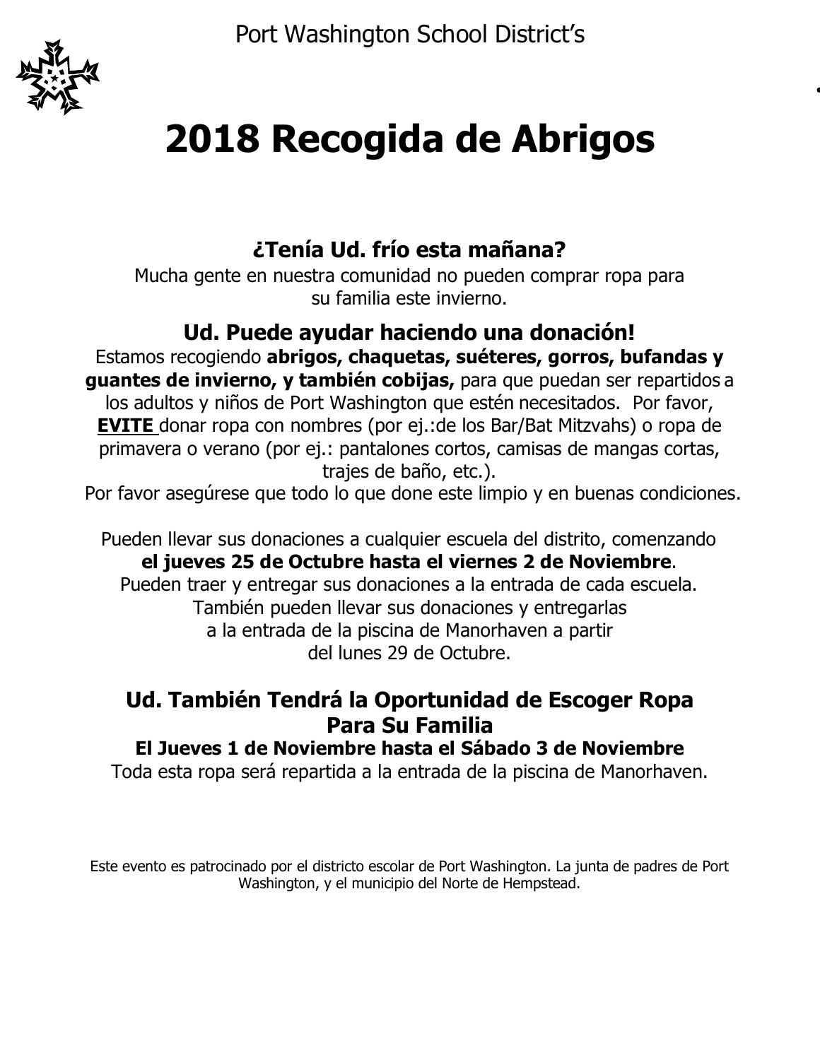Port Washington School District's

# 2018 Recogida de Abrigos

### ¿Tenía Ud. frío esta mañana?

Mucha gente en nuestra comunidad no pueden comprar ropa para su familia este invierno.

### Ud. Puede ayudar haciendo una donación!

Estamos recogiendo **abrigos, chaquetas, suéteres, gorros, bufandas y guantes de invierno, y también cobijas,** para que puedan ser repartidos a los adultos y niños de Port Washington que estén necesitados. Por favor, **<u>EVITE</u>** donar ropa con nombres (por ej.:de los Bar/Bat Mitzvahs) o ropa de primavera o verano (por ej.: pantalones cortos, camisas de mangas cortas, trajes de baño, etc.).

Por favor asegúrese que todo lo que done este limpio y en buenas condiciones.

Pueden llevar sus donaciones a cualquier escuela del distrito, comenzando **el jueves 25 de Octubre hasta el viernes 2 de Noviembre**.
Pueden traer y entregar sus donaciones a la entrada de cada escuela.
También pueden llevar sus donaciones y entregarlas a la entrada de la piscina de Manorhaven a partir del lunes 29 de Octubre.

### Ud. También Tendrá la Oportunidad de Escoger Ropa Para Su Familia

**El Jueves 1 de Noviembre hasta el Sábado 3 de Noviembre**

Toda esta ropa será repartida a la entrada de la piscina de Manorhaven.

Este evento es patrocinado por el districto escolar de Port Washington. La junta de padres de Port Washington, y el municipio del Norte de Hempstead.